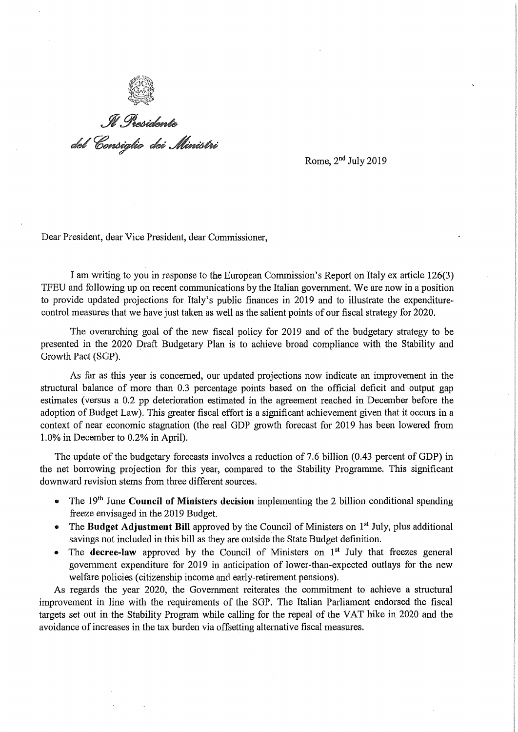*Il Presidente*
*del Consiglio dei Ministri*

Rome, 2nd July 2019

Dear President, dear Vice President, dear Commissioner,

I am writing to you in response to the European Commission's Report on Italy ex article 126(3) TFEU and following up on recent communications by the Italian government. We are now in a position to provide updated projections for Italy's public finances in 2019 and to illustrate the expenditure-control measures that we have just taken as well as the salient points of our fiscal strategy for 2020.

The overarching goal of the new fiscal policy for 2019 and of the budgetary strategy to be presented in the 2020 Draft Budgetary Plan is to achieve broad compliance with the Stability and Growth Pact (SGP).

As far as this year is concerned, our updated projections now indicate an improvement in the structural balance of more than 0.3 percentage points based on the official deficit and output gap estimates (versus a 0.2 pp deterioration estimated in the agreement reached in December before the adoption of Budget Law). This greater fiscal effort is a significant achievement given that it occurs in a context of near economic stagnation (the real GDP growth forecast for 2019 has been lowered from 1.0% in December to 0.2% in April).

The update of the budgetary forecasts involves a reduction of 7.6 billion (0.43 percent of GDP) in the net borrowing projection for this year, compared to the Stability Programme. This significant downward revision stems from three different sources.

- The 19th June **Council of Ministers decision** implementing the 2 billion conditional spending freeze envisaged in the 2019 Budget.
- The **Budget Adjustment Bill** approved by the Council of Ministers on 1st July, plus additional savings not included in this bill as they are outside the State Budget definition.
- The **decree-law** approved by the Council of Ministers on 1st July that freezes general government expenditure for 2019 in anticipation of lower-than-expected outlays for the new welfare policies (citizenship income and early-retirement pensions).

As regards the year 2020, the Government reiterates the commitment to achieve a structural improvement in line with the requirements of the SGP. The Italian Parliament endorsed the fiscal targets set out in the Stability Program while calling for the repeal of the VAT hike in 2020 and the avoidance of increases in the tax burden via offsetting alternative fiscal measures.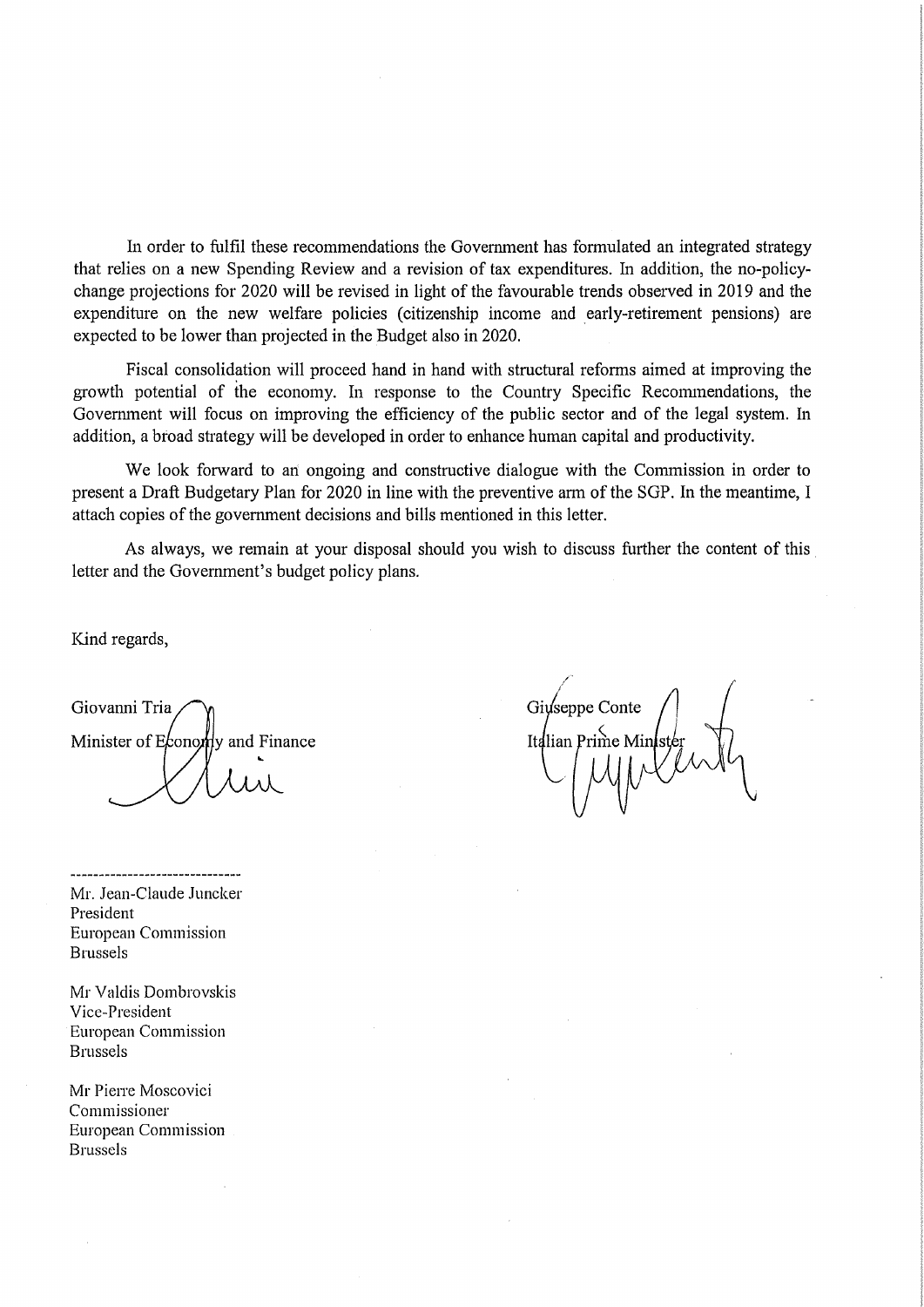In order to fulfil these recommendations the Government has formulated an integrated strategy that relies on a new Spending Review and a revision of tax expenditures. In addition, the no-policy-change projections for 2020 will be revised in light of the favourable trends observed in 2019 and the expenditure on the new welfare policies (citizenship income and early-retirement pensions) are expected to be lower than projected in the Budget also in 2020.

Fiscal consolidation will proceed hand in hand with structural reforms aimed at improving the growth potential of the economy. In response to the Country Specific Recommendations, the Government will focus on improving the efficiency of the public sector and of the legal system. In addition, a broad strategy will be developed in order to enhance human capital and productivity.

We look forward to an ongoing and constructive dialogue with the Commission in order to present a Draft Budgetary Plan for 2020 in line with the preventive arm of the SGP. In the meantime, I attach copies of the government decisions and bills mentioned in this letter.

As always, we remain at your disposal should you wish to discuss further the content of this letter and the Government's budget policy plans.

Kind regards,

Giovanni Tria
Minister of Economy and Finance

Giuseppe Conte
Italian Prime Minister

------------------------------

Mr. Jean-Claude Juncker
President
European Commission
Brussels

Mr Valdis Dombrovskis
Vice-President
European Commission
Brussels

Mr Pierre Moscovici
Commissioner
European Commission
Brussels